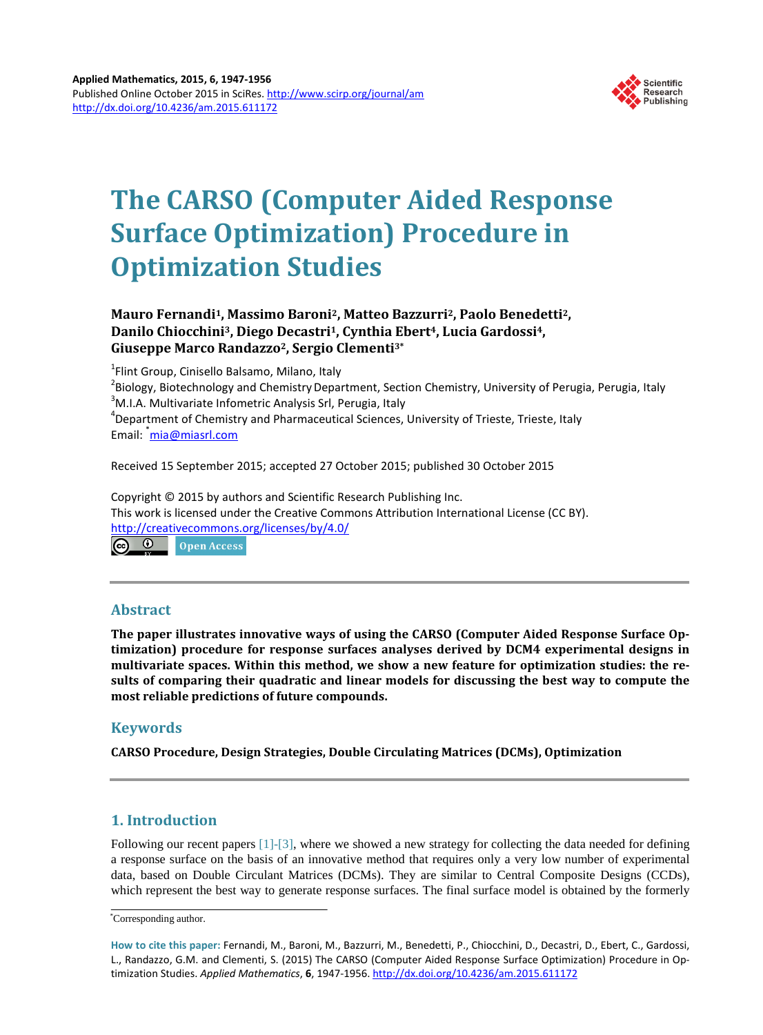# The CARSO (Computer Aided Response Surface Optimization) Procedure in Optimization Studies

**Mauro Fernandi[1], Massimo Baroni[2], Matteo Bazzurri[2], Paolo Benedetti[2], Danilo Chiocchini[3], Diego Decastri[1], Cynthia Ebert[4], Lucia Gardossi[4], Giuseppe Marco Randazzo[2], Sergio Clementi[3*]**

[1]Flint Group, Cinisello Balsamo, Milano, Italy
[2]Biology, Biotechnology and Chemistry Department, Section Chemistry, University of Perugia, Perugia, Italy
[3]M.I.A. Multivariate Infometric Analysis Srl, Perugia, Italy
[4]Department of Chemistry and Pharmaceutical Sciences, University of Trieste, Trieste, Italy
Email: [*]mia@miasrl.com

Received 15 September 2015; accepted 27 October 2015; published 30 October 2015

Copyright © 2015 by authors and Scientific Research Publishing Inc.
This work is licensed under the Creative Commons Attribution International License (CC BY).
http://creativecommons.org/licenses/by/4.0/
Open Access

## Abstract

**The paper illustrates innovative ways of using the CARSO (Computer Aided Response Surface Optimization) procedure for response surfaces analyses derived by DCM4 experimental designs in multivariate spaces. Within this method, we show a new feature for optimization studies: the results of comparing their quadratic and linear models for discussing the best way to compute the most reliable predictions of future compounds.**

## Keywords

**CARSO Procedure, Design Strategies, Double Circulating Matrices (DCMs), Optimization**

## 1. Introduction

Following our recent papers [1]-[3], where we showed a new strategy for collecting the data needed for defining a response surface on the basis of an innovative method that requires only a very low number of experimental data, based on Double Circulant Matrices (DCMs). They are similar to Central Composite Designs (CCDs), which represent the best way to generate response surfaces. The final surface model is obtained by the formerly

[*]Corresponding author.

**How to cite this paper:** Fernandi, M., Baroni, M., Bazzurri, M., Benedetti, P., Chiocchini, D., Decastri, D., Ebert, C., Gardossi, L., Randazzo, G.M. and Clementi, S. (2015) The CARSO (Computer Aided Response Surface Optimization) Procedure in Optimization Studies. *Applied Mathematics*, **6**, 1947-1956. http://dx.doi.org/10.4236/am.2015.611172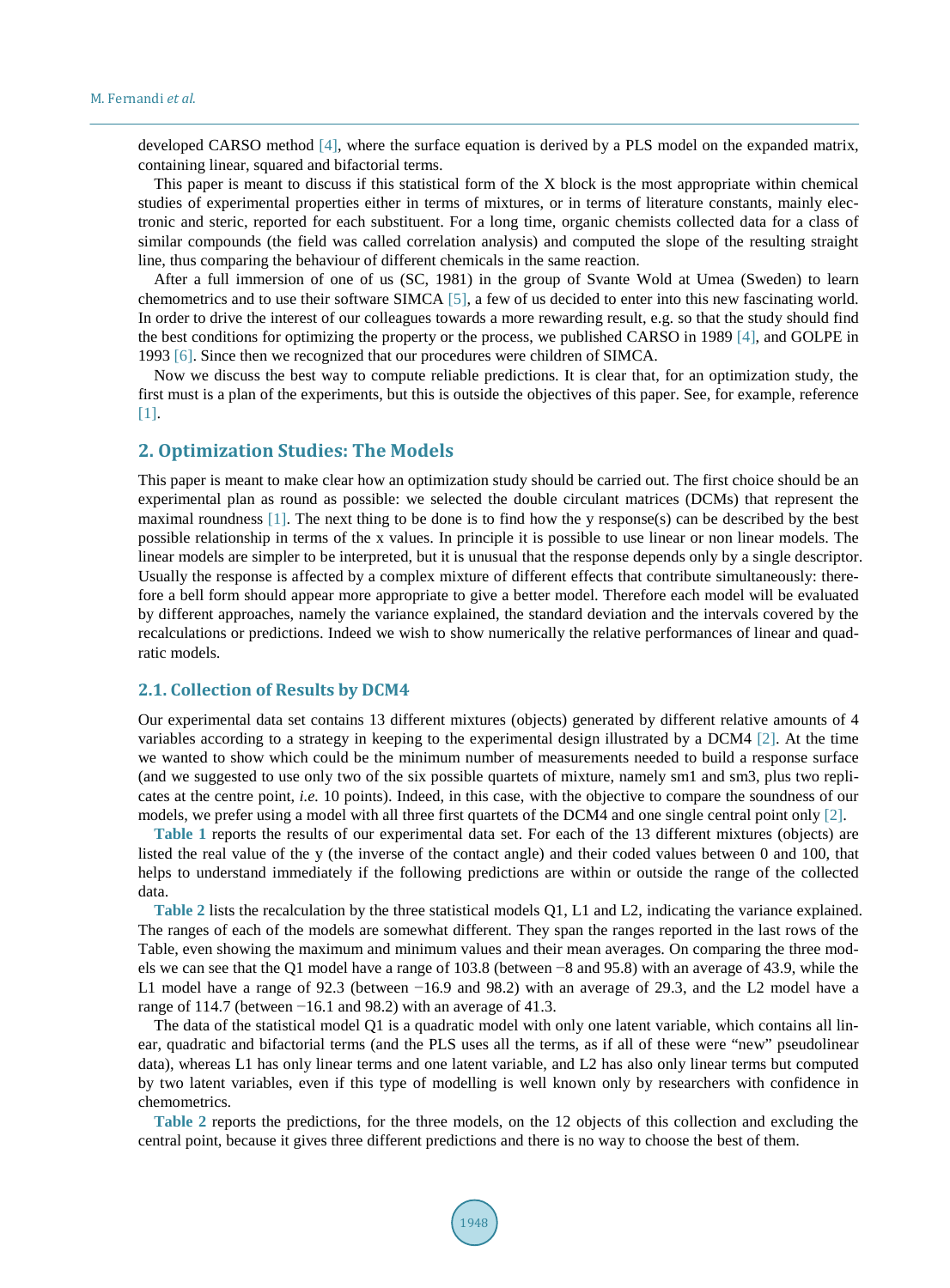developed CARSO method [4], where the surface equation is derived by a PLS model on the expanded matrix, containing linear, squared and bifactorial terms.

This paper is meant to discuss if this statistical form of the X block is the most appropriate within chemical studies of experimental properties either in terms of mixtures, or in terms of literature constants, mainly electronic and steric, reported for each substituent. For a long time, organic chemists collected data for a class of similar compounds (the field was called correlation analysis) and computed the slope of the resulting straight line, thus comparing the behaviour of different chemicals in the same reaction.

After a full immersion of one of us (SC, 1981) in the group of Svante Wold at Umea (Sweden) to learn chemometrics and to use their software SIMCA [5], a few of us decided to enter into this new fascinating world. In order to drive the interest of our colleagues towards a more rewarding result, e.g. so that the study should find the best conditions for optimizing the property or the process, we published CARSO in 1989 [4], and GOLPE in 1993 [6]. Since then we recognized that our procedures were children of SIMCA.

Now we discuss the best way to compute reliable predictions. It is clear that, for an optimization study, the first must is a plan of the experiments, but this is outside the objectives of this paper. See, for example, reference [1].

## 2. Optimization Studies: The Models

This paper is meant to make clear how an optimization study should be carried out. The first choice should be an experimental plan as round as possible: we selected the double circulant matrices (DCMs) that represent the maximal roundness [1]. The next thing to be done is to find how the y response(s) can be described by the best possible relationship in terms of the x values. In principle it is possible to use linear or non linear models. The linear models are simpler to be interpreted, but it is unusual that the response depends only by a single descriptor. Usually the response is affected by a complex mixture of different effects that contribute simultaneously: therefore a bell form should appear more appropriate to give a better model. Therefore each model will be evaluated by different approaches, namely the variance explained, the standard deviation and the intervals covered by the recalculations or predictions. Indeed we wish to show numerically the relative performances of linear and quadratic models.

### 2.1. Collection of Results by DCM4

Our experimental data set contains 13 different mixtures (objects) generated by different relative amounts of 4 variables according to a strategy in keeping to the experimental design illustrated by a DCM4 [2]. At the time we wanted to show which could be the minimum number of measurements needed to build a response surface (and we suggested to use only two of the six possible quartets of mixture, namely sm1 and sm3, plus two replicates at the centre point, *i.e.* 10 points). Indeed, in this case, with the objective to compare the soundness of our models, we prefer using a model with all three first quartets of the DCM4 and one single central point only [2].

**Table 1** reports the results of our experimental data set. For each of the 13 different mixtures (objects) are listed the real value of the y (the inverse of the contact angle) and their coded values between 0 and 100, that helps to understand immediately if the following predictions are within or outside the range of the collected data.

**Table 2** lists the recalculation by the three statistical models Q1, L1 and L2, indicating the variance explained. The ranges of each of the models are somewhat different. They span the ranges reported in the last rows of the Table, even showing the maximum and minimum values and their mean averages. On comparing the three models we can see that the Q1 model have a range of 103.8 (between −8 and 95.8) with an average of 43.9, while the L1 model have a range of 92.3 (between −16.9 and 98.2) with an average of 29.3, and the L2 model have a range of 114.7 (between −16.1 and 98.2) with an average of 41.3.

The data of the statistical model Q1 is a quadratic model with only one latent variable, which contains all linear, quadratic and bifactorial terms (and the PLS uses all the terms, as if all of these were "new" pseudolinear data), whereas L1 has only linear terms and one latent variable, and L2 has also only linear terms but computed by two latent variables, even if this type of modelling is well known only by researchers with confidence in chemometrics.

**Table 2** reports the predictions, for the three models, on the 12 objects of this collection and excluding the central point, because it gives three different predictions and there is no way to choose the best of them.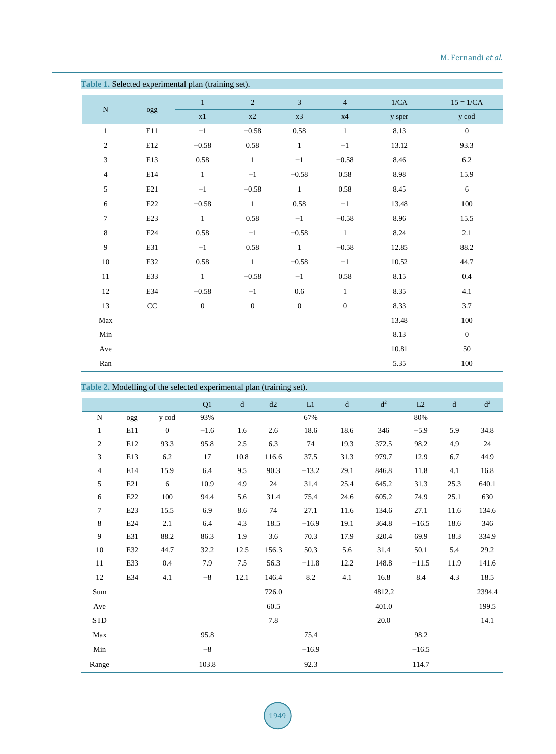**Table 1.** Selected experimental plan (training set).

| N | ogg | 1 | 2 | 3 | 4 | 1/CA | 15 = 1/CA |
|---|---|---|---|---|---|---|---|
| | | x1 | x2 | x3 | x4 | y sper | y cod |
| 1 | E11 | −1 | −0.58 | 0.58 | 1 | 8.13 | 0 |
| 2 | E12 | −0.58 | 0.58 | 1 | −1 | 13.12 | 93.3 |
| 3 | E13 | 0.58 | 1 | −1 | −0.58 | 8.46 | 6.2 |
| 4 | E14 | 1 | −1 | −0.58 | 0.58 | 8.98 | 15.9 |
| 5 | E21 | −1 | −0.58 | 1 | 0.58 | 8.45 | 6 |
| 6 | E22 | −0.58 | 1 | 0.58 | −1 | 13.48 | 100 |
| 7 | E23 | 1 | 0.58 | −1 | −0.58 | 8.96 | 15.5 |
| 8 | E24 | 0.58 | −1 | −0.58 | 1 | 8.24 | 2.1 |
| 9 | E31 | −1 | 0.58 | 1 | −0.58 | 12.85 | 88.2 |
| 10 | E32 | 0.58 | 1 | −0.58 | −1 | 10.52 | 44.7 |
| 11 | E33 | 1 | −0.58 | −1 | 0.58 | 8.15 | 0.4 |
| 12 | E34 | −0.58 | −1 | 0.6 | 1 | 8.35 | 4.1 |
| 13 | CC | 0 | 0 | 0 | 0 | 8.33 | 3.7 |
| Max | | | | | | 13.48 | 100 |
| Min | | | | | | 8.13 | 0 |
| Ave | | | | | | 10.81 | 50 |
| Ran | | | | | | 5.35 | 100 |

**Table 2.** Modelling of the selected experimental plan (training set).

| | | | Q1 | d | d2 | L1 | d | $d^2$ | L2 | d | $d^2$ |
|---|---|---|---|---|---|---|---|---|---|---|---|
| N | ogg | y cod | 93% | | | 67% | | | 80% | | |
| 1 | E11 | 0 | −1.6 | 1.6 | 2.6 | 18.6 | 18.6 | 346 | −5.9 | 5.9 | 34.8 |
| 2 | E12 | 93.3 | 95.8 | 2.5 | 6.3 | 74 | 19.3 | 372.5 | 98.2 | 4.9 | 24 |
| 3 | E13 | 6.2 | 17 | 10.8 | 116.6 | 37.5 | 31.3 | 979.7 | 12.9 | 6.7 | 44.9 |
| 4 | E14 | 15.9 | 6.4 | 9.5 | 90.3 | −13.2 | 29.1 | 846.8 | 11.8 | 4.1 | 16.8 |
| 5 | E21 | 6 | 10.9 | 4.9 | 24 | 31.4 | 25.4 | 645.2 | 31.3 | 25.3 | 640.1 |
| 6 | E22 | 100 | 94.4 | 5.6 | 31.4 | 75.4 | 24.6 | 605.2 | 74.9 | 25.1 | 630 |
| 7 | E23 | 15.5 | 6.9 | 8.6 | 74 | 27.1 | 11.6 | 134.6 | 27.1 | 11.6 | 134.6 |
| 8 | E24 | 2.1 | 6.4 | 4.3 | 18.5 | −16.9 | 19.1 | 364.8 | −16.5 | 18.6 | 346 |
| 9 | E31 | 88.2 | 86.3 | 1.9 | 3.6 | 70.3 | 17.9 | 320.4 | 69.9 | 18.3 | 334.9 |
| 10 | E32 | 44.7 | 32.2 | 12.5 | 156.3 | 50.3 | 5.6 | 31.4 | 50.1 | 5.4 | 29.2 |
| 11 | E33 | 0.4 | 7.9 | 7.5 | 56.3 | −11.8 | 12.2 | 148.8 | −11.5 | 11.9 | 141.6 |
| 12 | E34 | 4.1 | −8 | 12.1 | 146.4 | 8.2 | 4.1 | 16.8 | 8.4 | 4.3 | 18.5 |
| Sum | | | | | 726.0 | | | 4812.2 | | | 2394.4 |
| Ave | | | | | 60.5 | | | 401.0 | | | 199.5 |
| STD | | | | | 7.8 | | | 20.0 | | | 14.1 |
| Max | | | 95.8 | | | 75.4 | | | 98.2 | | |
| Min | | | −8 | | | −16.9 | | | −16.5 | | |
| Range | | | 103.8 | | | 92.3 | | | 114.7 | | |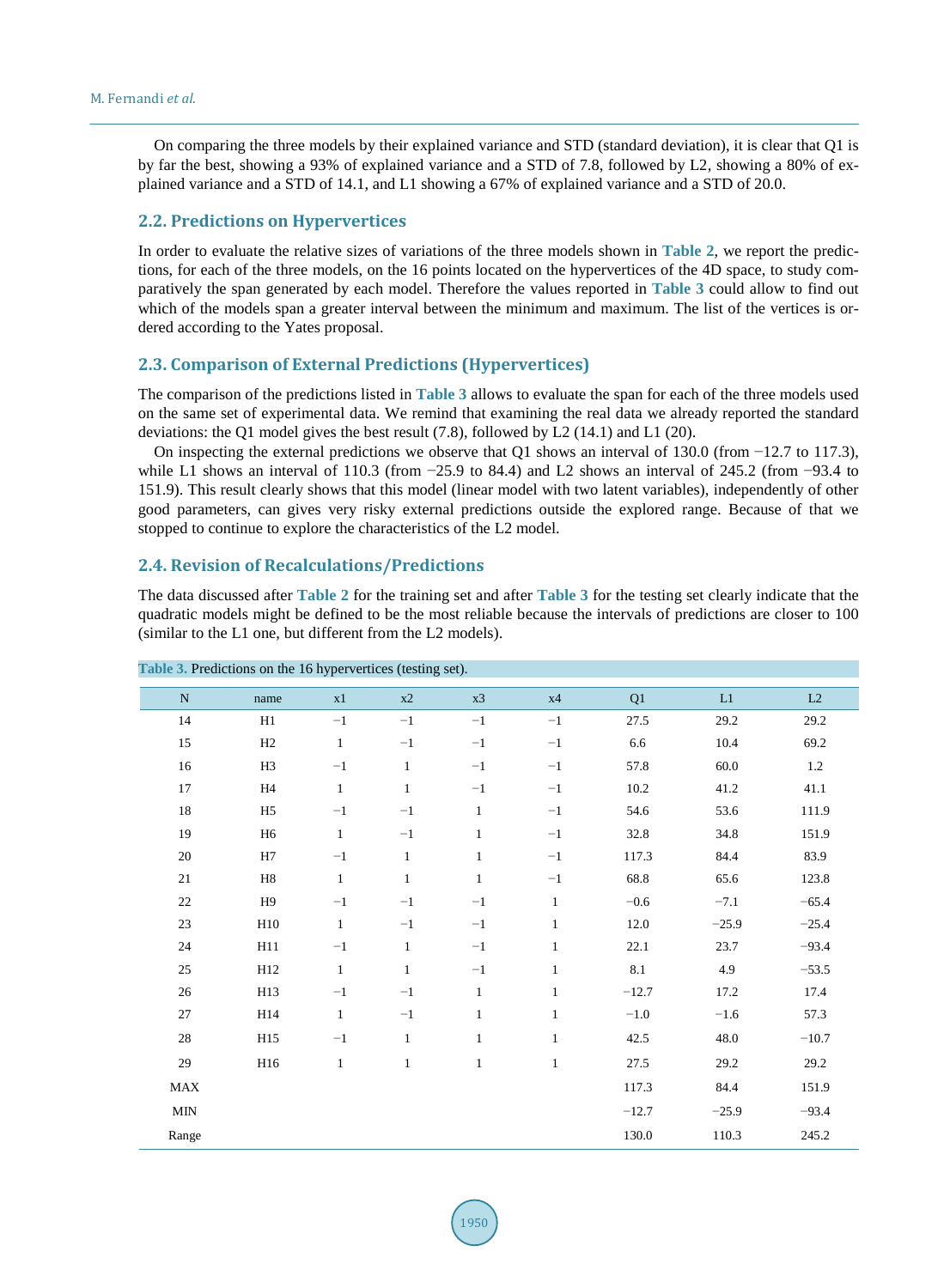On comparing the three models by their explained variance and STD (standard deviation), it is clear that Q1 is by far the best, showing a 93% of explained variance and a STD of 7.8, followed by L2, showing a 80% of explained variance and a STD of 14.1, and L1 showing a 67% of explained variance and a STD of 20.0.

## 2.2. Predictions on Hypervertices

In order to evaluate the relative sizes of variations of the three models shown in **Table 2**, we report the predictions, for each of the three models, on the 16 points located on the hypervertices of the 4D space, to study comparatively the span generated by each model. Therefore the values reported in **Table 3** could allow to find out which of the models span a greater interval between the minimum and maximum. The list of the vertices is ordered according to the Yates proposal.

## 2.3. Comparison of External Predictions (Hypervertices)

The comparison of the predictions listed in **Table 3** allows to evaluate the span for each of the three models used on the same set of experimental data. We remind that examining the real data we already reported the standard deviations: the Q1 model gives the best result (7.8), followed by L2 (14.1) and L1 (20).

On inspecting the external predictions we observe that Q1 shows an interval of 130.0 (from −12.7 to 117.3), while L1 shows an interval of 110.3 (from −25.9 to 84.4) and L2 shows an interval of 245.2 (from −93.4 to 151.9). This result clearly shows that this model (linear model with two latent variables), independently of other good parameters, can gives very risky external predictions outside the explored range. Because of that we stopped to continue to explore the characteristics of the L2 model.

## 2.4. Revision of Recalculations/Predictions

The data discussed after **Table 2** for the training set and after **Table 3** for the testing set clearly indicate that the quadratic models might be defined to be the most reliable because the intervals of predictions are closer to 100 (similar to the L1 one, but different from the L2 models).

**Table 3.** Predictions on the 16 hypervertices (testing set).

| N | name | x1 | x2 | x3 | x4 | Q1 | L1 | L2 |
|---|---|---|---|---|---|---|---|---|
| 14 | H1 | −1 | −1 | −1 | −1 | 27.5 | 29.2 | 29.2 |
| 15 | H2 | 1 | −1 | −1 | −1 | 6.6 | 10.4 | 69.2 |
| 16 | H3 | −1 | 1 | −1 | −1 | 57.8 | 60.0 | 1.2 |
| 17 | H4 | 1 | 1 | −1 | −1 | 10.2 | 41.2 | 41.1 |
| 18 | H5 | −1 | −1 | 1 | −1 | 54.6 | 53.6 | 111.9 |
| 19 | H6 | 1 | −1 | 1 | −1 | 32.8 | 34.8 | 151.9 |
| 20 | H7 | −1 | 1 | 1 | −1 | 117.3 | 84.4 | 83.9 |
| 21 | H8 | 1 | 1 | 1 | −1 | 68.8 | 65.6 | 123.8 |
| 22 | H9 | −1 | −1 | −1 | 1 | −0.6 | −7.1 | −65.4 |
| 23 | H10 | 1 | −1 | −1 | 1 | 12.0 | −25.9 | −25.4 |
| 24 | H11 | −1 | 1 | −1 | 1 | 22.1 | 23.7 | −93.4 |
| 25 | H12 | 1 | 1 | −1 | 1 | 8.1 | 4.9 | −53.5 |
| 26 | H13 | −1 | −1 | 1 | 1 | −12.7 | 17.2 | 17.4 |
| 27 | H14 | 1 | −1 | 1 | 1 | −1.0 | −1.6 | 57.3 |
| 28 | H15 | −1 | 1 | 1 | 1 | 42.5 | 48.0 | −10.7 |
| 29 | H16 | 1 | 1 | 1 | 1 | 27.5 | 29.2 | 29.2 |
| MAX | | | | | | 117.3 | 84.4 | 151.9 |
| MIN | | | | | | −12.7 | −25.9 | −93.4 |
| Range | | | | | | 130.0 | 110.3 | 245.2 |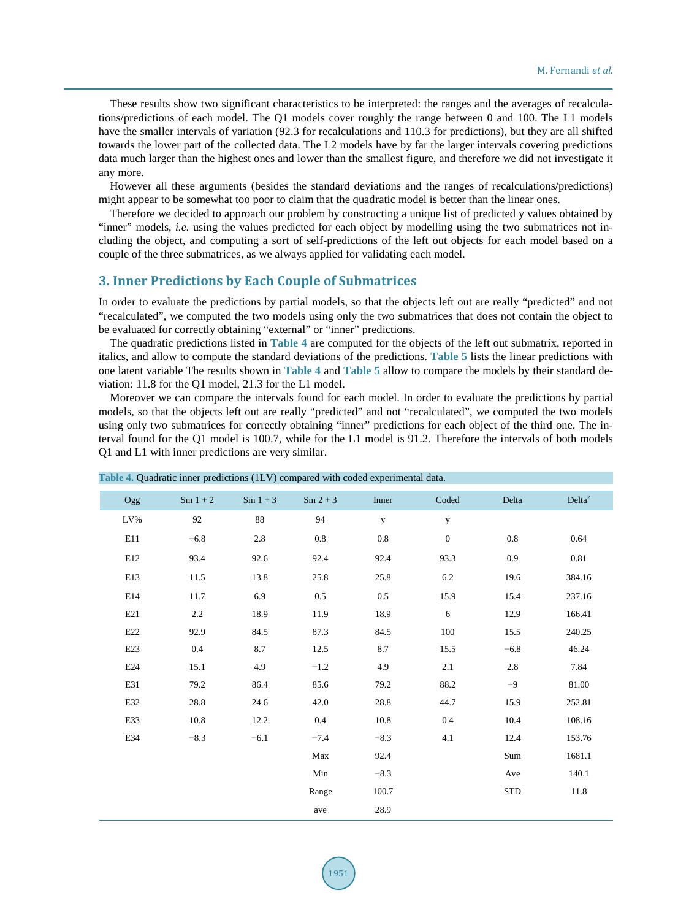These results show two significant characteristics to be interpreted: the ranges and the averages of recalculations/predictions of each model. The Q1 models cover roughly the range between 0 and 100. The L1 models have the smaller intervals of variation (92.3 for recalculations and 110.3 for predictions), but they are all shifted towards the lower part of the collected data. The L2 models have by far the larger intervals covering predictions data much larger than the highest ones and lower than the smallest figure, and therefore we did not investigate it any more.

However all these arguments (besides the standard deviations and the ranges of recalculations/predictions) might appear to be somewhat too poor to claim that the quadratic model is better than the linear ones.

Therefore we decided to approach our problem by constructing a unique list of predicted y values obtained by "inner" models, *i.e.* using the values predicted for each object by modelling using the two submatrices not including the object, and computing a sort of self-predictions of the left out objects for each model based on a couple of the three submatrices, as we always applied for validating each model.

## 3. Inner Predictions by Each Couple of Submatrices

In order to evaluate the predictions by partial models, so that the objects left out are really "predicted" and not "recalculated", we computed the two models using only the two submatrices that does not contain the object to be evaluated for correctly obtaining "external" or "inner" predictions.

The quadratic predictions listed in **Table 4** are computed for the objects of the left out submatrix, reported in italics, and allow to compute the standard deviations of the predictions. **Table 5** lists the linear predictions with one latent variable The results shown in **Table 4** and **Table 5** allow to compare the models by their standard deviation: 11.8 for the Q1 model, 21.3 for the L1 model.

Moreover we can compare the intervals found for each model. In order to evaluate the predictions by partial models, so that the objects left out are really "predicted" and not "recalculated", we computed the two models using only two submatrices for correctly obtaining "inner" predictions for each object of the third one. The interval found for the Q1 model is 100.7, while for the L1 model is 91.2. Therefore the intervals of both models Q1 and L1 with inner predictions are very similar.

**Table 4.** Quadratic inner predictions (1LV) compared with coded experimental data.

| Ogg | Sm 1 + 2 | Sm 1 + 3 | Sm 2 + 3 | Inner | Coded | Delta | $Delta^2$ |
|---|---|---|---|---|---|---|---|
| LV% | 92 | 88 | 94 | y | y | | |
| E11 | −6.8 | 2.8 | 0.8 | 0.8 | 0 | 0.8 | 0.64 |
| E12 | 93.4 | 92.6 | 92.4 | 92.4 | 93.3 | 0.9 | 0.81 |
| E13 | 11.5 | 13.8 | 25.8 | 25.8 | 6.2 | 19.6 | 384.16 |
| E14 | 11.7 | 6.9 | 0.5 | 0.5 | 15.9 | 15.4 | 237.16 |
| E21 | 2.2 | 18.9 | 11.9 | 18.9 | 6 | 12.9 | 166.41 |
| E22 | 92.9 | 84.5 | 87.3 | 84.5 | 100 | 15.5 | 240.25 |
| E23 | 0.4 | 8.7 | 12.5 | 8.7 | 15.5 | −6.8 | 46.24 |
| E24 | 15.1 | 4.9 | −1.2 | 4.9 | 2.1 | 2.8 | 7.84 |
| E31 | 79.2 | 86.4 | 85.6 | 79.2 | 88.2 | −9 | 81.00 |
| E32 | 28.8 | 24.6 | 42.0 | 28.8 | 44.7 | 15.9 | 252.81 |
| E33 | 10.8 | 12.2 | 0.4 | 10.8 | 0.4 | 10.4 | 108.16 |
| E34 | −8.3 | −6.1 | −7.4 | −8.3 | 4.1 | 12.4 | 153.76 |
| | | | Max | 92.4 | | Sum | 1681.1 |
| | | | Min | −8.3 | | Ave | 140.1 |
| | | | Range | 100.7 | | STD | 11.8 |
| | | | ave | 28.9 | | | |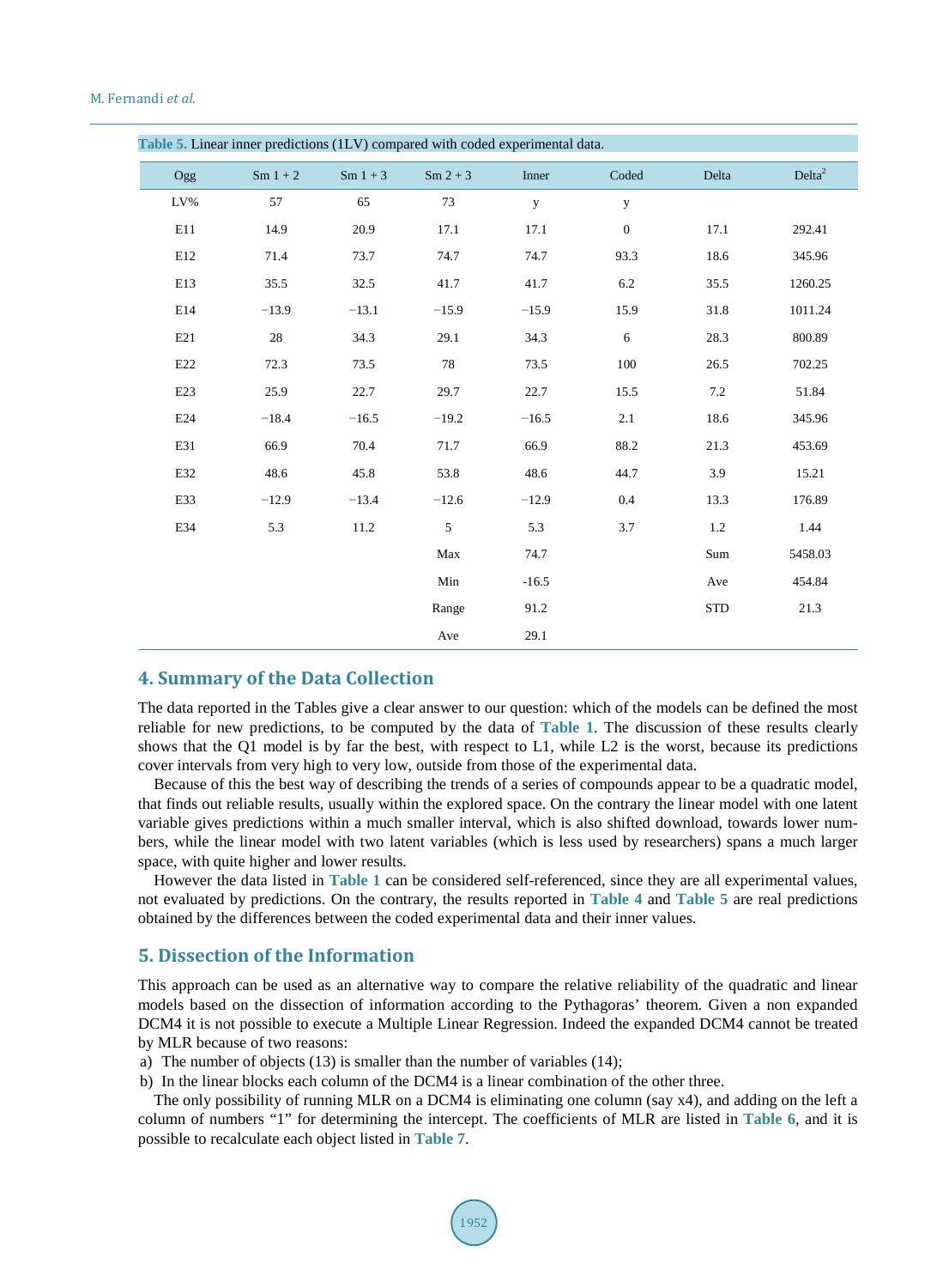**Table 5.** Linear inner predictions (1LV) compared with coded experimental data.

| Ogg | Sm 1 + 2 | Sm 1 + 3 | Sm 2 + 3 | Inner | Coded | Delta | $Delta^2$ |
|---|---|---|---|---|---|---|---|
| LV% | 57 | 65 | 73 | y | y | | |
| E11 | 14.9 | 20.9 | 17.1 | 17.1 | 0 | 17.1 | 292.41 |
| E12 | 71.4 | 73.7 | 74.7 | 74.7 | 93.3 | 18.6 | 345.96 |
| E13 | 35.5 | 32.5 | 41.7 | 41.7 | 6.2 | 35.5 | 1260.25 |
| E14 | −13.9 | −13.1 | −15.9 | −15.9 | 15.9 | 31.8 | 1011.24 |
| E21 | 28 | 34.3 | 29.1 | 34.3 | 6 | 28.3 | 800.89 |
| E22 | 72.3 | 73.5 | 78 | 73.5 | 100 | 26.5 | 702.25 |
| E23 | 25.9 | 22.7 | 29.7 | 22.7 | 15.5 | 7.2 | 51.84 |
| E24 | −18.4 | −16.5 | −19.2 | −16.5 | 2.1 | 18.6 | 345.96 |
| E31 | 66.9 | 70.4 | 71.7 | 66.9 | 88.2 | 21.3 | 453.69 |
| E32 | 48.6 | 45.8 | 53.8 | 48.6 | 44.7 | 3.9 | 15.21 |
| E33 | −12.9 | −13.4 | −12.6 | −12.9 | 0.4 | 13.3 | 176.89 |
| E34 | 5.3 | 11.2 | 5 | 5.3 | 3.7 | 1.2 | 1.44 |
| | | | Max | 74.7 | | Sum | 5458.03 |
| | | | Min | -16.5 | | Ave | 454.84 |
| | | | Range | 91.2 | | STD | 21.3 |
| | | | Ave | 29.1 | | | |

## 4. Summary of the Data Collection

The data reported in the Tables give a clear answer to our question: which of the models can be defined the most reliable for new predictions, to be computed by the data of **Table 1**. The discussion of these results clearly shows that the Q1 model is by far the best, with respect to L1, while L2 is the worst, because its predictions cover intervals from very high to very low, outside from those of the experimental data.

Because of this the best way of describing the trends of a series of compounds appear to be a quadratic model, that finds out reliable results, usually within the explored space. On the contrary the linear model with one latent variable gives predictions within a much smaller interval, which is also shifted download, towards lower numbers, while the linear model with two latent variables (which is less used by researchers) spans a much larger space, with quite higher and lower results.

However the data listed in **Table 1** can be considered self-referenced, since they are all experimental values, not evaluated by predictions. On the contrary, the results reported in **Table 4** and **Table 5** are real predictions obtained by the differences between the coded experimental data and their inner values.

## 5. Dissection of the Information

This approach can be used as an alternative way to compare the relative reliability of the quadratic and linear models based on the dissection of information according to the Pythagoras' theorem. Given a non expanded DCM4 it is not possible to execute a Multiple Linear Regression. Indeed the expanded DCM4 cannot be treated by MLR because of two reasons:

a) The number of objects (13) is smaller than the number of variables (14);
b) In the linear blocks each column of the DCM4 is a linear combination of the other three.

The only possibility of running MLR on a DCM4 is eliminating one column (say x4), and adding on the left a column of numbers "1" for determining the intercept. The coefficients of MLR are listed in **Table 6**, and it is possible to recalculate each object listed in **Table 7**.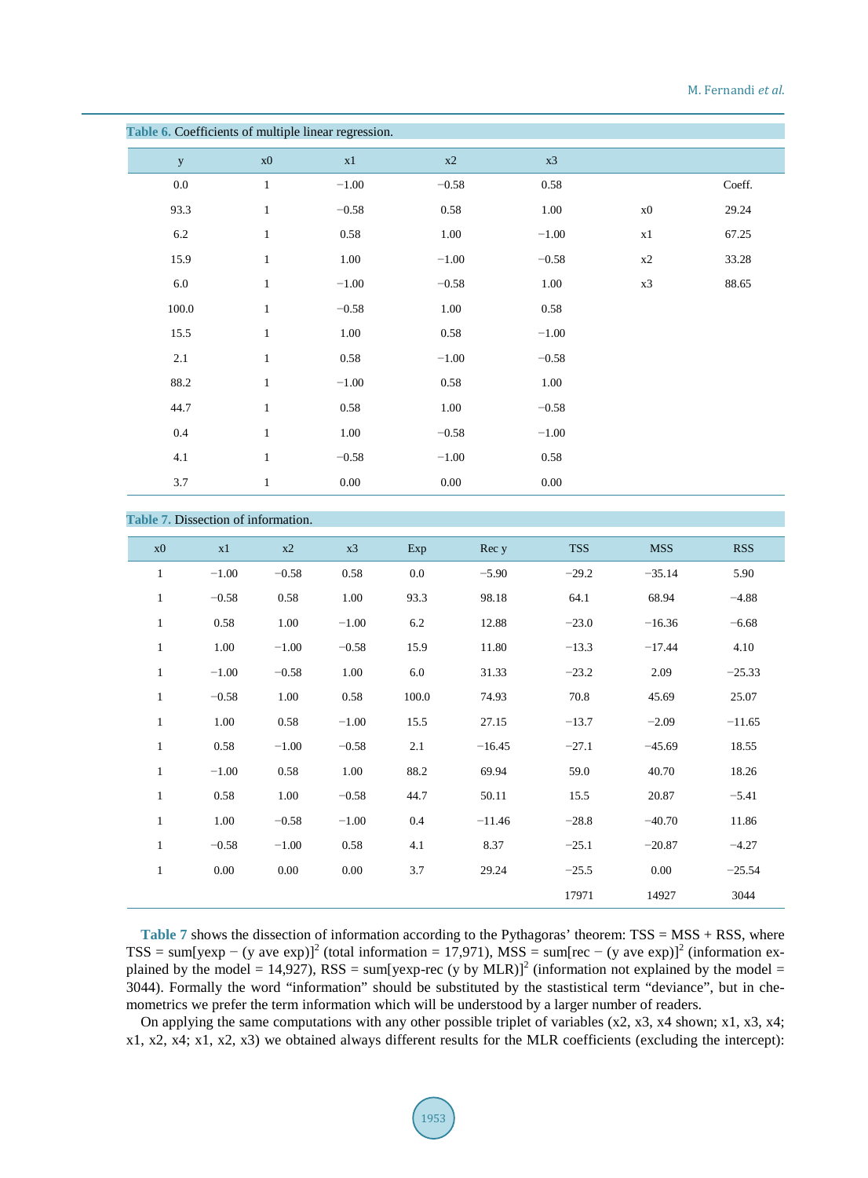**Table 6.** Coefficients of multiple linear regression.

| y | x0 | x1 | x2 | x3 | | |
|---|---|---|---|---|---|---|
| 0.0 | 1 | −1.00 | −0.58 | 0.58 | | Coeff. |
| 93.3 | 1 | −0.58 | 0.58 | 1.00 | x0 | 29.24 |
| 6.2 | 1 | 0.58 | 1.00 | −1.00 | x1 | 67.25 |
| 15.9 | 1 | 1.00 | −1.00 | −0.58 | x2 | 33.28 |
| 6.0 | 1 | −1.00 | −0.58 | 1.00 | x3 | 88.65 |
| 100.0 | 1 | −0.58 | 1.00 | 0.58 | | |
| 15.5 | 1 | 1.00 | 0.58 | −1.00 | | |
| 2.1 | 1 | 0.58 | −1.00 | −0.58 | | |
| 88.2 | 1 | −1.00 | 0.58 | 1.00 | | |
| 44.7 | 1 | 0.58 | 1.00 | −0.58 | | |
| 0.4 | 1 | 1.00 | −0.58 | −1.00 | | |
| 4.1 | 1 | −0.58 | −1.00 | 0.58 | | |
| 3.7 | 1 | 0.00 | 0.00 | 0.00 | | |

**Table 7.** Dissection of information.

| x0 | x1 | x2 | x3 | Exp | Rec y | TSS | MSS | RSS |
|---|---|---|---|---|---|---|---|---|
| 1 | −1.00 | −0.58 | 0.58 | 0.0 | −5.90 | −29.2 | −35.14 | 5.90 |
| 1 | −0.58 | 0.58 | 1.00 | 93.3 | 98.18 | 64.1 | 68.94 | −4.88 |
| 1 | 0.58 | 1.00 | −1.00 | 6.2 | 12.88 | −23.0 | −16.36 | −6.68 |
| 1 | 1.00 | −1.00 | −0.58 | 15.9 | 11.80 | −13.3 | −17.44 | 4.10 |
| 1 | −1.00 | −0.58 | 1.00 | 6.0 | 31.33 | −23.2 | 2.09 | −25.33 |
| 1 | −0.58 | 1.00 | 0.58 | 100.0 | 74.93 | 70.8 | 45.69 | 25.07 |
| 1 | 1.00 | 0.58 | −1.00 | 15.5 | 27.15 | −13.7 | −2.09 | −11.65 |
| 1 | 0.58 | −1.00 | −0.58 | 2.1 | −16.45 | −27.1 | −45.69 | 18.55 |
| 1 | −1.00 | 0.58 | 1.00 | 88.2 | 69.94 | 59.0 | 40.70 | 18.26 |
| 1 | 0.58 | 1.00 | −0.58 | 44.7 | 50.11 | 15.5 | 20.87 | −5.41 |
| 1 | 1.00 | −0.58 | −1.00 | 0.4 | −11.46 | −28.8 | −40.70 | 11.86 |
| 1 | −0.58 | −1.00 | 0.58 | 4.1 | 8.37 | −25.1 | −20.87 | −4.27 |
| 1 | 0.00 | 0.00 | 0.00 | 3.7 | 29.24 | −25.5 | 0.00 | −25.54 |
| | | | | | | 17971 | 14927 | 3044 |

**Table 7** shows the dissection of information according to the Pythagoras' theorem: TSS = MSS + RSS, where TSS = sum[yexp − (y ave exp)]$^2$ (total information = 17,971), MSS = sum[rec − (y ave exp)]$^2$ (information explained by the model = 14,927), RSS = sum[yexp-rec (y by MLR)]$^2$ (information not explained by the model = 3044). Formally the word "information" should be substituted by the stastistical term "deviance", but in chemometrics we prefer the term information which will be understood by a larger number of readers.

On applying the same computations with any other possible triplet of variables (x2, x3, x4 shown; x1, x3, x4; x1, x2, x4; x1, x2, x3) we obtained always different results for the MLR coefficients (excluding the intercept):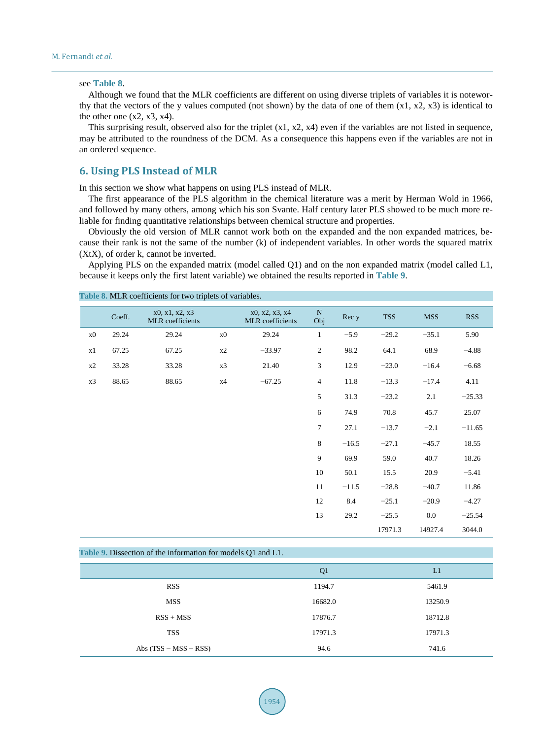see **Table 8**.

Although we found that the MLR coefficients are different on using diverse triplets of variables it is noteworthy that the vectors of the y values computed (not shown) by the data of one of them (x1, x2, x3) is identical to the other one (x2, x3, x4).

This surprising result, observed also for the triplet (x1, x2, x4) even if the variables are not listed in sequence, may be attributed to the roundness of the DCM. As a consequence this happens even if the variables are not in an ordered sequence.

## 6. Using PLS Instead of MLR

In this section we show what happens on using PLS instead of MLR.

The first appearance of the PLS algorithm in the chemical literature was a merit by Herman Wold in 1966, and followed by many others, among which his son Svante. Half century later PLS showed to be much more reliable for finding quantitative relationships between chemical structure and properties.

Obviously the old version of MLR cannot work both on the expanded and the non expanded matrices, because their rank is not the same of the number (k) of independent variables. In other words the squared matrix (XtX), of order k, cannot be inverted.

Applying PLS on the expanded matrix (model called Q1) and on the non expanded matrix (model called L1, because it keeps only the first latent variable) we obtained the results reported in **Table 9**.

**Table 8.** MLR coefficients for two triplets of variables.

| | Coeff. | x0, x1, x2, x3 MLR coefficients | | x0, x2, x3, x4 MLR coefficients | N Obj | Rec y | TSS | MSS | RSS |
|---|---|---|---|---|---|---|---|---|---|
| x0 | 29.24 | 29.24 | x0 | 29.24 | 1 | −5.9 | −29.2 | −35.1 | 5.90 |
| x1 | 67.25 | 67.25 | x2 | −33.97 | 2 | 98.2 | 64.1 | 68.9 | −4.88 |
| x2 | 33.28 | 33.28 | x3 | 21.40 | 3 | 12.9 | −23.0 | −16.4 | −6.68 |
| x3 | 88.65 | 88.65 | x4 | −67.25 | 4 | 11.8 | −13.3 | −17.4 | 4.11 |
| | | | | | 5 | 31.3 | −23.2 | 2.1 | −25.33 |
| | | | | | 6 | 74.9 | 70.8 | 45.7 | 25.07 |
| | | | | | 7 | 27.1 | −13.7 | −2.1 | −11.65 |
| | | | | | 8 | −16.5 | −27.1 | −45.7 | 18.55 |
| | | | | | 9 | 69.9 | 59.0 | 40.7 | 18.26 |
| | | | | | 10 | 50.1 | 15.5 | 20.9 | −5.41 |
| | | | | | 11 | −11.5 | −28.8 | −40.7 | 11.86 |
| | | | | | 12 | 8.4 | −25.1 | −20.9 | −4.27 |
| | | | | | 13 | 29.2 | −25.5 | 0.0 | −25.54 |
| | | | | | | | 17971.3 | 14927.4 | 3044.0 |

**Table 9.** Dissection of the information for models Q1 and L1.

| | Q1 | L1 |
|---|---|---|
| RSS | 1194.7 | 5461.9 |
| MSS | 16682.0 | 13250.9 |
| RSS + MSS | 17876.7 | 18712.8 |
| TSS | 17971.3 | 17971.3 |
| Abs (TSS − MSS − RSS) | 94.6 | 741.6 |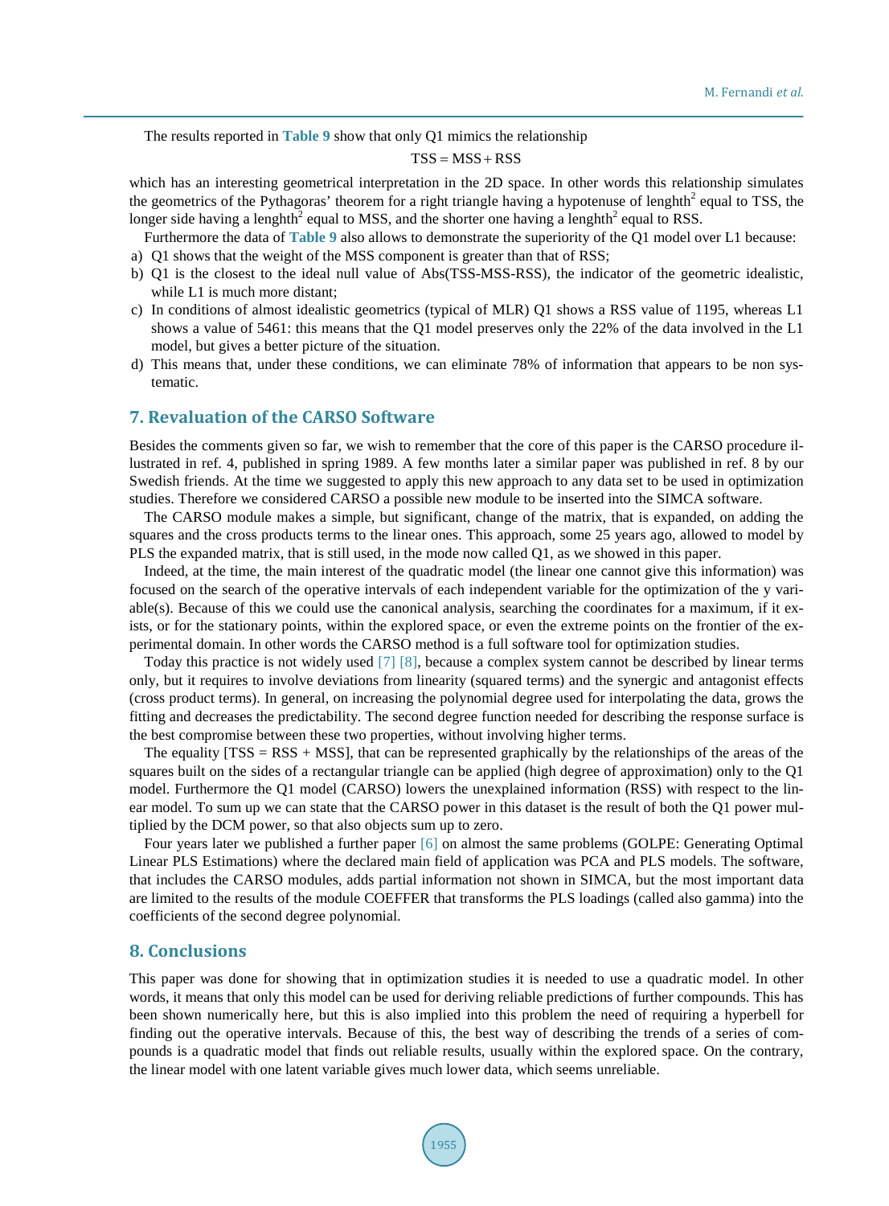The results reported in **Table 9** show that only Q1 mimics the relationship

$$TSS = MSS + RSS$$

which has an interesting geometrical interpretation in the 2D space. In other words this relationship simulates the geometrics of the Pythagoras' theorem for a right triangle having a hypotenuse of lenghth$^2$ equal to TSS, the longer side having a lenghth$^2$ equal to MSS, and the shorter one having a lenghth$^2$ equal to RSS.

Furthermore the data of **Table 9** also allows to demonstrate the superiority of the Q1 model over L1 because:

a) Q1 shows that the weight of the MSS component is greater than that of RSS;
b) Q1 is the closest to the ideal null value of Abs(TSS-MSS-RSS), the indicator of the geometric idealistic, while L1 is much more distant;
c) In conditions of almost idealistic geometrics (typical of MLR) Q1 shows a RSS value of 1195, whereas L1 shows a value of 5461: this means that the Q1 model preserves only the 22% of the data involved in the L1 model, but gives a better picture of the situation.
d) This means that, under these conditions, we can eliminate 78% of information that appears to be non systematic.

## 7. Revaluation of the CARSO Software

Besides the comments given so far, we wish to remember that the core of this paper is the CARSO procedure illustrated in ref. 4, published in spring 1989. A few months later a similar paper was published in ref. 8 by our Swedish friends. At the time we suggested to apply this new approach to any data set to be used in optimization studies. Therefore we considered CARSO a possible new module to be inserted into the SIMCA software.

The CARSO module makes a simple, but significant, change of the matrix, that is expanded, on adding the squares and the cross products terms to the linear ones. This approach, some 25 years ago, allowed to model by PLS the expanded matrix, that is still used, in the mode now called Q1, as we showed in this paper.

Indeed, at the time, the main interest of the quadratic model (the linear one cannot give this information) was focused on the search of the operative intervals of each independent variable for the optimization of the y variable(s). Because of this we could use the canonical analysis, searching the coordinates for a maximum, if it exists, or for the stationary points, within the explored space, or even the extreme points on the frontier of the experimental domain. In other words the CARSO method is a full software tool for optimization studies.

Today this practice is not widely used [7] [8], because a complex system cannot be described by linear terms only, but it requires to involve deviations from linearity (squared terms) and the synergic and antagonist effects (cross product terms). In general, on increasing the polynomial degree used for interpolating the data, grows the fitting and decreases the predictability. The second degree function needed for describing the response surface is the best compromise between these two properties, without involving higher terms.

The equality [TSS = RSS + MSS], that can be represented graphically by the relationships of the areas of the squares built on the sides of a rectangular triangle can be applied (high degree of approximation) only to the Q1 model. Furthermore the Q1 model (CARSO) lowers the unexplained information (RSS) with respect to the linear model. To sum up we can state that the CARSO power in this dataset is the result of both the Q1 power multiplied by the DCM power, so that also objects sum up to zero.

Four years later we published a further paper [6] on almost the same problems (GOLPE: Generating Optimal Linear PLS Estimations) where the declared main field of application was PCA and PLS models. The software, that includes the CARSO modules, adds partial information not shown in SIMCA, but the most important data are limited to the results of the module COEFFER that transforms the PLS loadings (called also gamma) into the coefficients of the second degree polynomial.

## 8. Conclusions

This paper was done for showing that in optimization studies it is needed to use a quadratic model. In other words, it means that only this model can be used for deriving reliable predictions of further compounds. This has been shown numerically here, but this is also implied into this problem the need of requiring a hyperbell for finding out the operative intervals. Because of this, the best way of describing the trends of a series of compounds is a quadratic model that finds out reliable results, usually within the explored space. On the contrary, the linear model with one latent variable gives much lower data, which seems unreliable.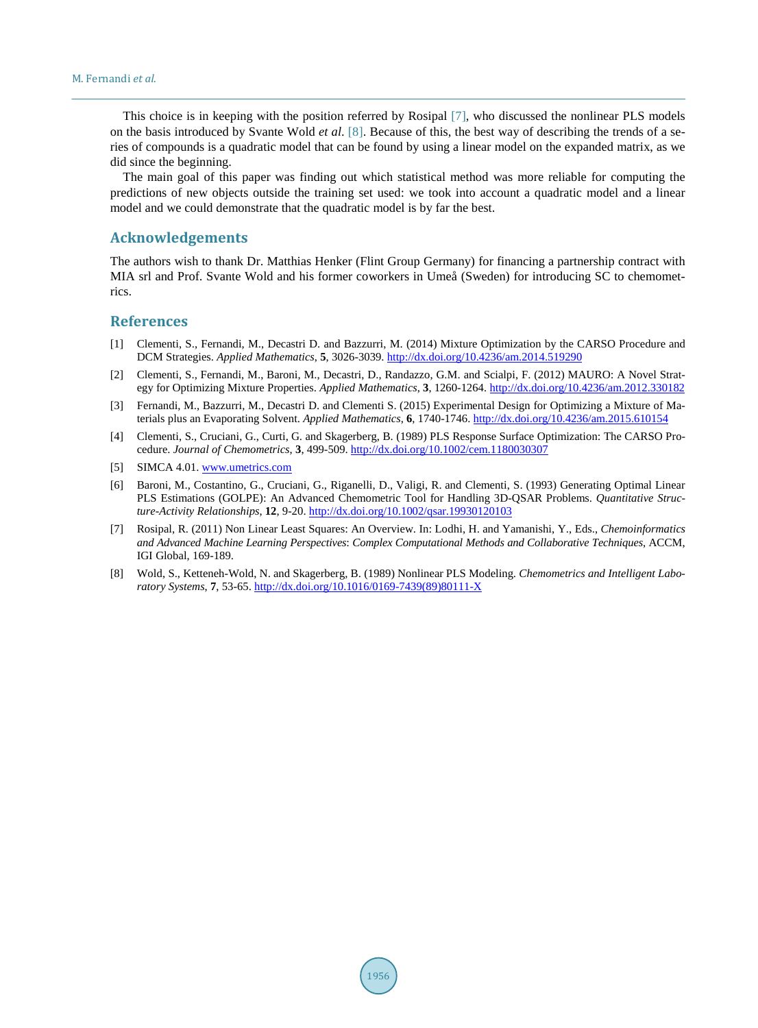This choice is in keeping with the position referred by Rosipal [7], who discussed the nonlinear PLS models on the basis introduced by Svante Wold *et al*. [8]. Because of this, the best way of describing the trends of a series of compounds is a quadratic model that can be found by using a linear model on the expanded matrix, as we did since the beginning.

The main goal of this paper was finding out which statistical method was more reliable for computing the predictions of new objects outside the training set used: we took into account a quadratic model and a linear model and we could demonstrate that the quadratic model is by far the best.

## Acknowledgements

The authors wish to thank Dr. Matthias Henker (Flint Group Germany) for financing a partnership contract with MIA srl and Prof. Svante Wold and his former coworkers in Umeå (Sweden) for introducing SC to chemometrics.

## References

[1] Clementi, S., Fernandi, M., Decastri D. and Bazzurri, M. (2014) Mixture Optimization by the CARSO Procedure and DCM Strategies. *Applied Mathematics*, **5**, 3026-3039. http://dx.doi.org/10.4236/am.2014.519290

[2] Clementi, S., Fernandi, M., Baroni, M., Decastri, D., Randazzo, G.M. and Scialpi, F. (2012) MAURO: A Novel Strategy for Optimizing Mixture Properties. *Applied Mathematics*, **3**, 1260-1264. http://dx.doi.org/10.4236/am.2012.330182

[3] Fernandi, M., Bazzurri, M., Decastri D. and Clementi S. (2015) Experimental Design for Optimizing a Mixture of Materials plus an Evaporating Solvent. *Applied Mathematics*, **6**, 1740-1746. http://dx.doi.org/10.4236/am.2015.610154

[4] Clementi, S., Cruciani, G., Curti, G. and Skagerberg, B. (1989) PLS Response Surface Optimization: The CARSO Procedure. *Journal of Chemometrics*, **3**, 499-509. http://dx.doi.org/10.1002/cem.1180030307

[5] SIMCA 4.01. www.umetrics.com

[6] Baroni, M., Costantino, G., Cruciani, G., Riganelli, D., Valigi, R. and Clementi, S. (1993) Generating Optimal Linear PLS Estimations (GOLPE): An Advanced Chemometric Tool for Handling 3D-QSAR Problems. *Quantitative Structure-Activity Relationships*, **12**, 9-20. http://dx.doi.org/10.1002/qsar.19930120103

[7] Rosipal, R. (2011) Non Linear Least Squares: An Overview. In: Lodhi, H. and Yamanishi, Y., Eds., *Chemoinformatics and Advanced Machine Learning Perspectives*: *Complex Computational Methods and Collaborative Techniques*, ACCM, IGI Global, 169-189.

[8] Wold, S., Ketteneh-Wold, N. and Skagerberg, B. (1989) Nonlinear PLS Modeling. *Chemometrics and Intelligent Laboratory Systems*, **7**, 53-65. http://dx.doi.org/10.1016/0169-7439(89)80111-X